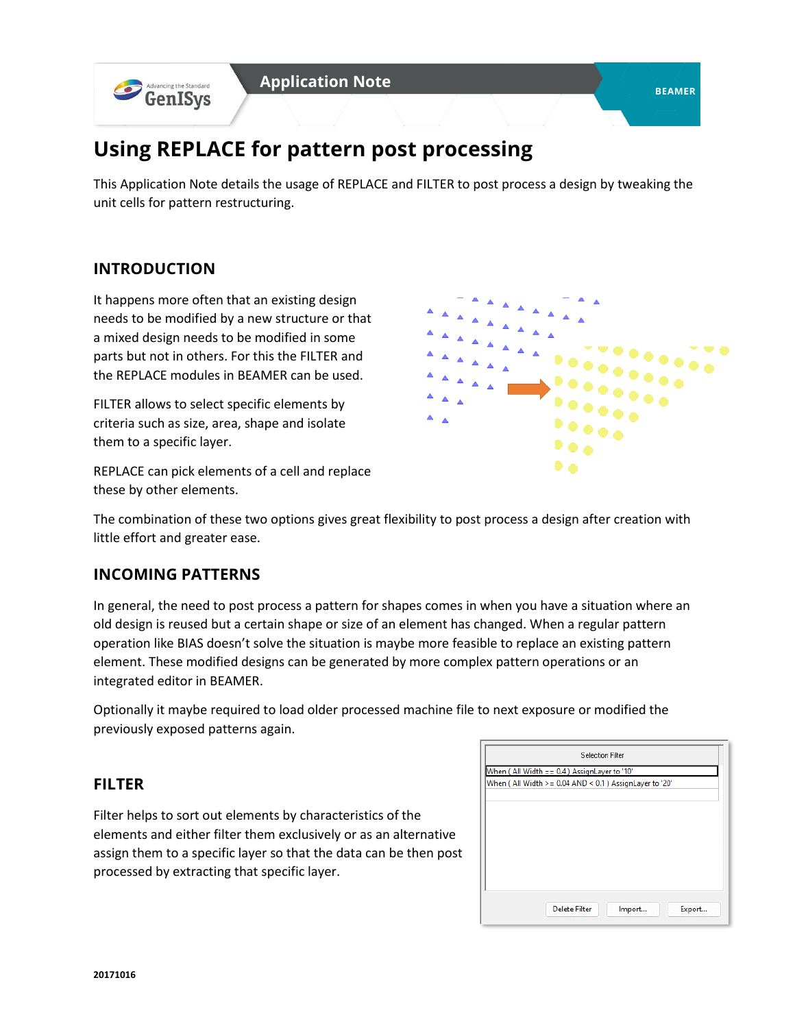# Using REPLACE for pattern post processing

This Application Note details the usage of REPLACE and FILTER to post process a design by tweaking the unit cells for pattern restructuring.

## INTRODUCTION

It happens more often that an existing design needs to be modified by a new structure or that a mixed design needs to be modified in some parts but not in others. For this the FILTER and the REPLACE modules in BEAMER can be used.

FILTER allows to select specific elements by criteria such as size, area, shape and isolate them to a specific layer.

REPLACE can pick elements of a cell and replace these by other elements.

The combination of these two options gives great flexibility to post process a design after creation with little effort and greater ease.

## INCOMING PATTERNS

In general, the need to post process a pattern for shapes comes in when you have a situation where an old design is reused but a certain shape or size of an element has changed. When a regular pattern operation like BIAS doesn't solve the situation is maybe more feasible to replace an existing pattern element. These modified designs can be generated by more complex pattern operations or an integrated editor in BEAMER.

Optionally it maybe required to load older processed machine file to next exposure or modified the previously exposed patterns again.

## FILTER

Filter helps to sort out elements by characteristics of the elements and either filter them exclusively or as an alternative assign them to a specific layer so that the data can be then post processed by extracting that specific layer.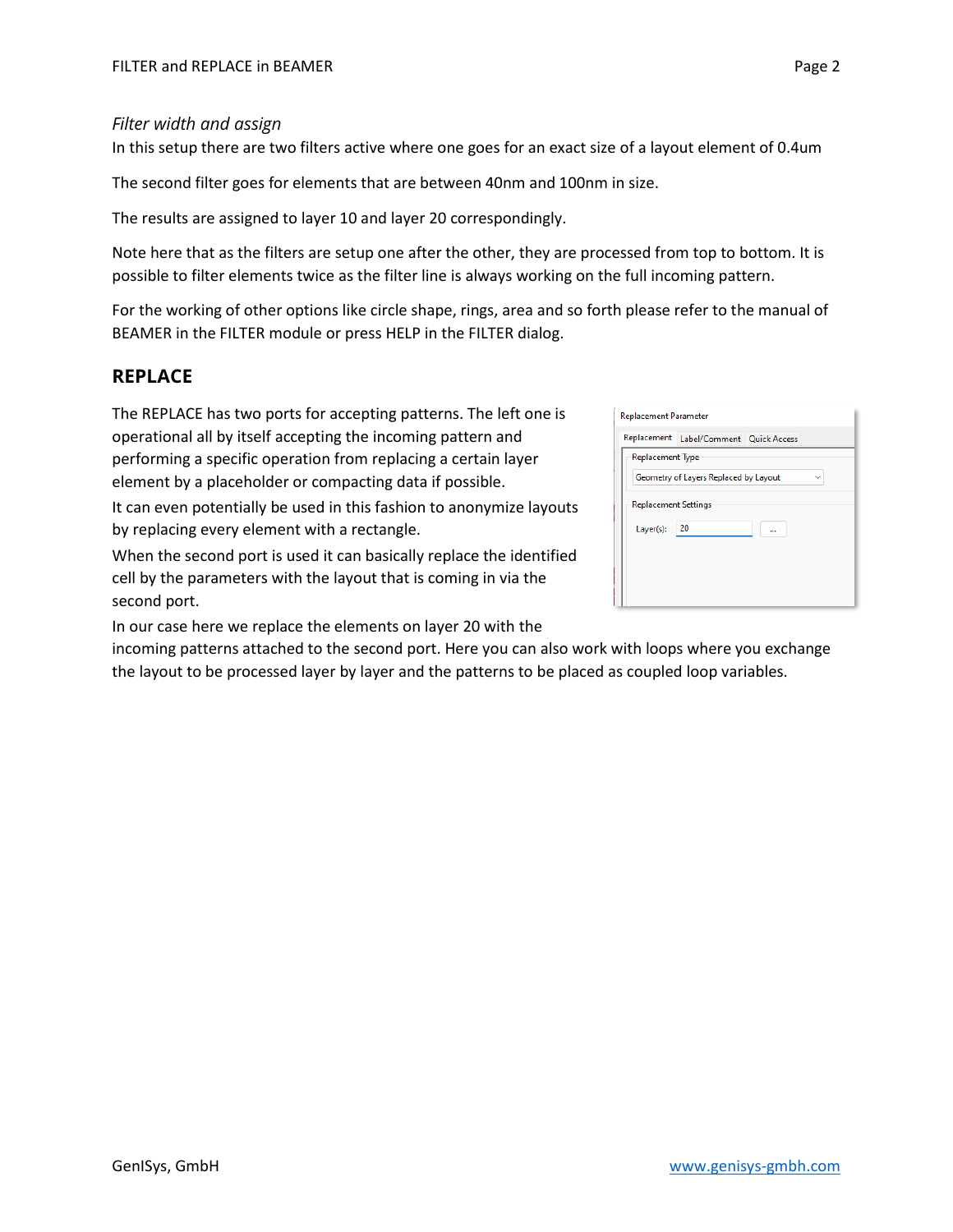*Filter width and assign*

In this setup there are two filters active where one goes for an exact size of a layout element of 0.4um

The second filter goes for elements that are between 40nm and 100nm in size.

The results are assigned to layer 10 and layer 20 correspondingly.

Note here that as the filters are setup one after the other, they are processed from top to bottom. It is possible to filter elements twice as the filter line is always working on the full incoming pattern.

For the working of other options like circle shape, rings, area and so forth please refer to the manual of BEAMER in the FILTER module or press HELP in the FILTER dialog.

## REPLACE

The REPLACE has two ports for accepting patterns. The left one is operational all by itself accepting the incoming pattern and performing a specific operation from replacing a certain layer element by a placeholder or compacting data if possible.

It can even potentially be used in this fashion to anonymize layouts by replacing every element with a rectangle.

When the second port is used it can basically replace the identified cell by the parameters with the layout that is coming in via the second port.

In our case here we replace the elements on layer 20 with the incoming patterns attached to the second port. Here you can also work with loops where you exchange the layout to be processed layer by layer and the patterns to be placed as coupled loop variables.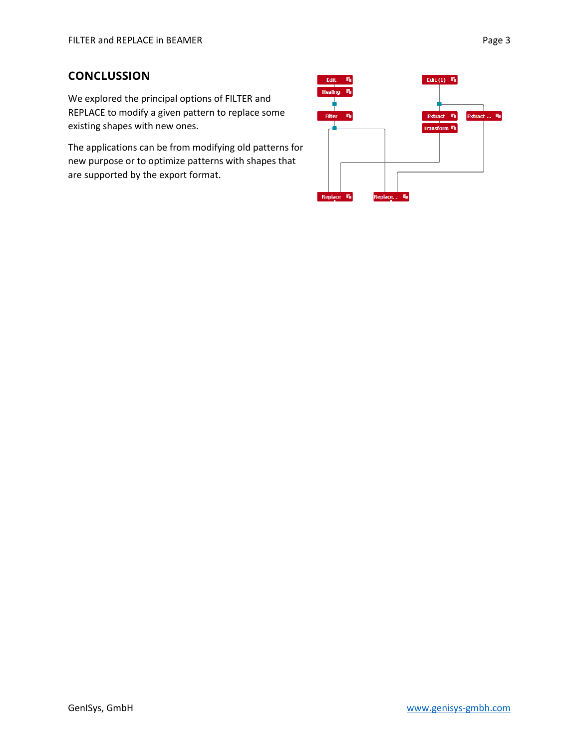## CONCLUSSION

We explored the principal options of FILTER and REPLACE to modify a given pattern to replace some existing shapes with new ones.

The applications can be from modifying old patterns for new purpose or to optimize patterns with shapes that are supported by the export format.

Edit
Healing
Filter
Edit (1)
Extract
Extract ...
Transform
Replace
Replace...